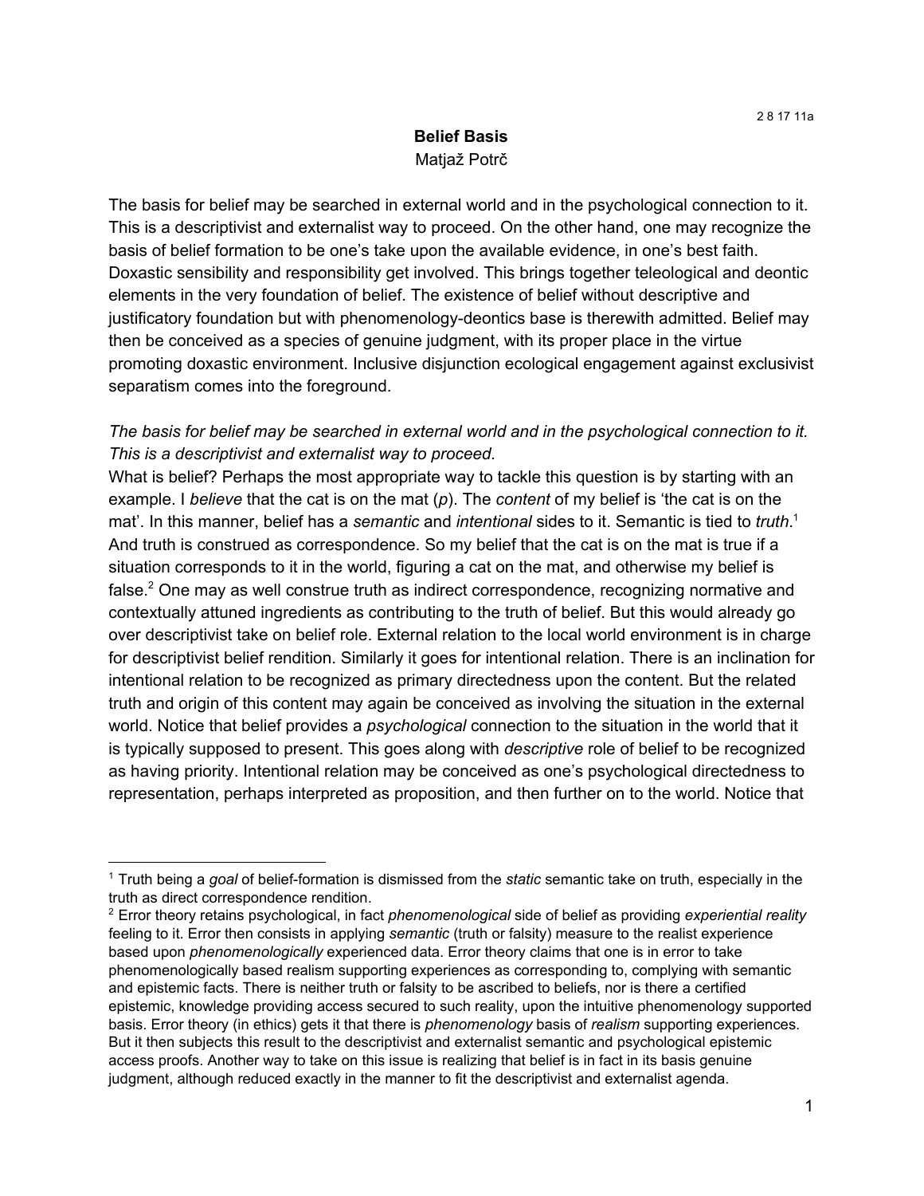2 8 17 11a

# Belief Basis

Matjaž Potrč

The basis for belief may be searched in external world and in the psychological connection to it. This is a descriptivist and externalist way to proceed. On the other hand, one may recognize the basis of belief formation to be one's take upon the available evidence, in one's best faith. Doxastic sensibility and responsibility get involved. This brings together teleological and deontic elements in the very foundation of belief. The existence of belief without descriptive and justificatory foundation but with phenomenology-deontics base is therewith admitted. Belief may then be conceived as a species of genuine judgment, with its proper place in the virtue promoting doxastic environment. Inclusive disjunction ecological engagement against exclusivist separatism comes into the foreground.

*The basis for belief may be searched in external world and in the psychological connection to it. This is a descriptivist and externalist way to proceed.*

What is belief? Perhaps the most appropriate way to tackle this question is by starting with an example. I *believe* that the cat is on the mat (*p*). The *content* of my belief is 'the cat is on the mat'. In this manner, belief has a *semantic* and *intentional* sides to it. Semantic is tied to *truth*.[1] And truth is construed as correspondence. So my belief that the cat is on the mat is true if a situation corresponds to it in the world, figuring a cat on the mat, and otherwise my belief is false.[2] One may as well construe truth as indirect correspondence, recognizing normative and contextually attuned ingredients as contributing to the truth of belief. But this would already go over descriptivist take on belief role. External relation to the local world environment is in charge for descriptivist belief rendition. Similarly it goes for intentional relation. There is an inclination for intentional relation to be recognized as primary directedness upon the content. But the related truth and origin of this content may again be conceived as involving the situation in the external world. Notice that belief provides a *psychological* connection to the situation in the world that it is typically supposed to present. This goes along with *descriptive* role of belief to be recognized as having priority. Intentional relation may be conceived as one's psychological directedness to representation, perhaps interpreted as proposition, and then further on to the world. Notice that

---

[1] Truth being a *goal* of belief-formation is dismissed from the *static* semantic take on truth, especially in the truth as direct correspondence rendition.

[2] Error theory retains psychological, in fact *phenomenological* side of belief as providing *experiential reality* feeling to it. Error then consists in applying *semantic* (truth or falsity) measure to the realist experience based upon *phenomenologically* experienced data. Error theory claims that one is in error to take phenomenologically based realism supporting experiences as corresponding to, complying with semantic and epistemic facts. There is neither truth or falsity to be ascribed to beliefs, nor is there a certified epistemic, knowledge providing access secured to such reality, upon the intuitive phenomenology supported basis. Error theory (in ethics) gets it that there is *phenomenology* basis of *realism* supporting experiences. But it then subjects this result to the descriptivist and externalist semantic and psychological epistemic access proofs. Another way to take on this issue is realizing that belief is in fact in its basis genuine judgment, although reduced exactly in the manner to fit the descriptivist and externalist agenda.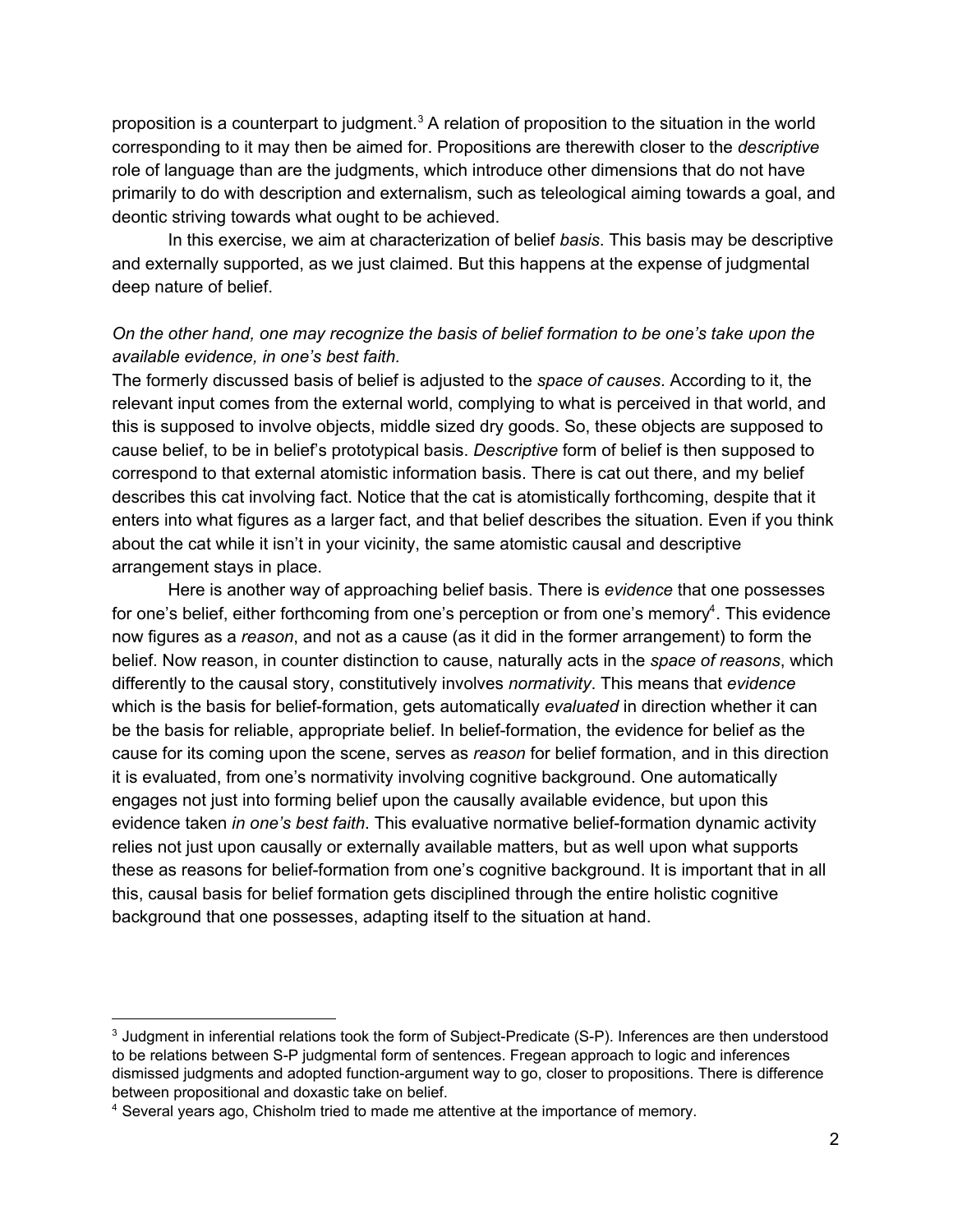proposition is a counterpart to judgment.[3] A relation of proposition to the situation in the world corresponding to it may then be aimed for. Propositions are therewith closer to the *descriptive* role of language than are the judgments, which introduce other dimensions that do not have primarily to do with description and externalism, such as teleological aiming towards a goal, and deontic striving towards what ought to be achieved.

In this exercise, we aim at characterization of belief *basis*. This basis may be descriptive and externally supported, as we just claimed. But this happens at the expense of judgmental deep nature of belief.

*On the other hand, one may recognize the basis of belief formation to be one's take upon the available evidence, in one's best faith.*

The formerly discussed basis of belief is adjusted to the *space of causes*. According to it, the relevant input comes from the external world, complying to what is perceived in that world, and this is supposed to involve objects, middle sized dry goods. So, these objects are supposed to cause belief, to be in belief's prototypical basis. *Descriptive* form of belief is then supposed to correspond to that external atomistic information basis. There is cat out there, and my belief describes this cat involving fact. Notice that the cat is atomistically forthcoming, despite that it enters into what figures as a larger fact, and that belief describes the situation. Even if you think about the cat while it isn't in your vicinity, the same atomistic causal and descriptive arrangement stays in place.

Here is another way of approaching belief basis. There is *evidence* that one possesses for one's belief, either forthcoming from one's perception or from one's memory[4]. This evidence now figures as a *reason*, and not as a cause (as it did in the former arrangement) to form the belief. Now reason, in counter distinction to cause, naturally acts in the *space of reasons*, which differently to the causal story, constitutively involves *normativity*. This means that *evidence* which is the basis for belief-formation, gets automatically *evaluated* in direction whether it can be the basis for reliable, appropriate belief. In belief-formation, the evidence for belief as the cause for its coming upon the scene, serves as *reason* for belief formation, and in this direction it is evaluated, from one's normativity involving cognitive background. One automatically engages not just into forming belief upon the causally available evidence, but upon this evidence taken *in one's best faith*. This evaluative normative belief-formation dynamic activity relies not just upon causally or externally available matters, but as well upon what supports these as reasons for belief-formation from one's cognitive background. It is important that in all this, causal basis for belief formation gets disciplined through the entire holistic cognitive background that one possesses, adapting itself to the situation at hand.

---

[3] Judgment in inferential relations took the form of Subject-Predicate (S-P). Inferences are then understood to be relations between S-P judgmental form of sentences. Fregean approach to logic and inferences dismissed judgments and adopted function-argument way to go, closer to propositions. There is difference between propositional and doxastic take on belief.

[4] Several years ago, Chisholm tried to made me attentive at the importance of memory.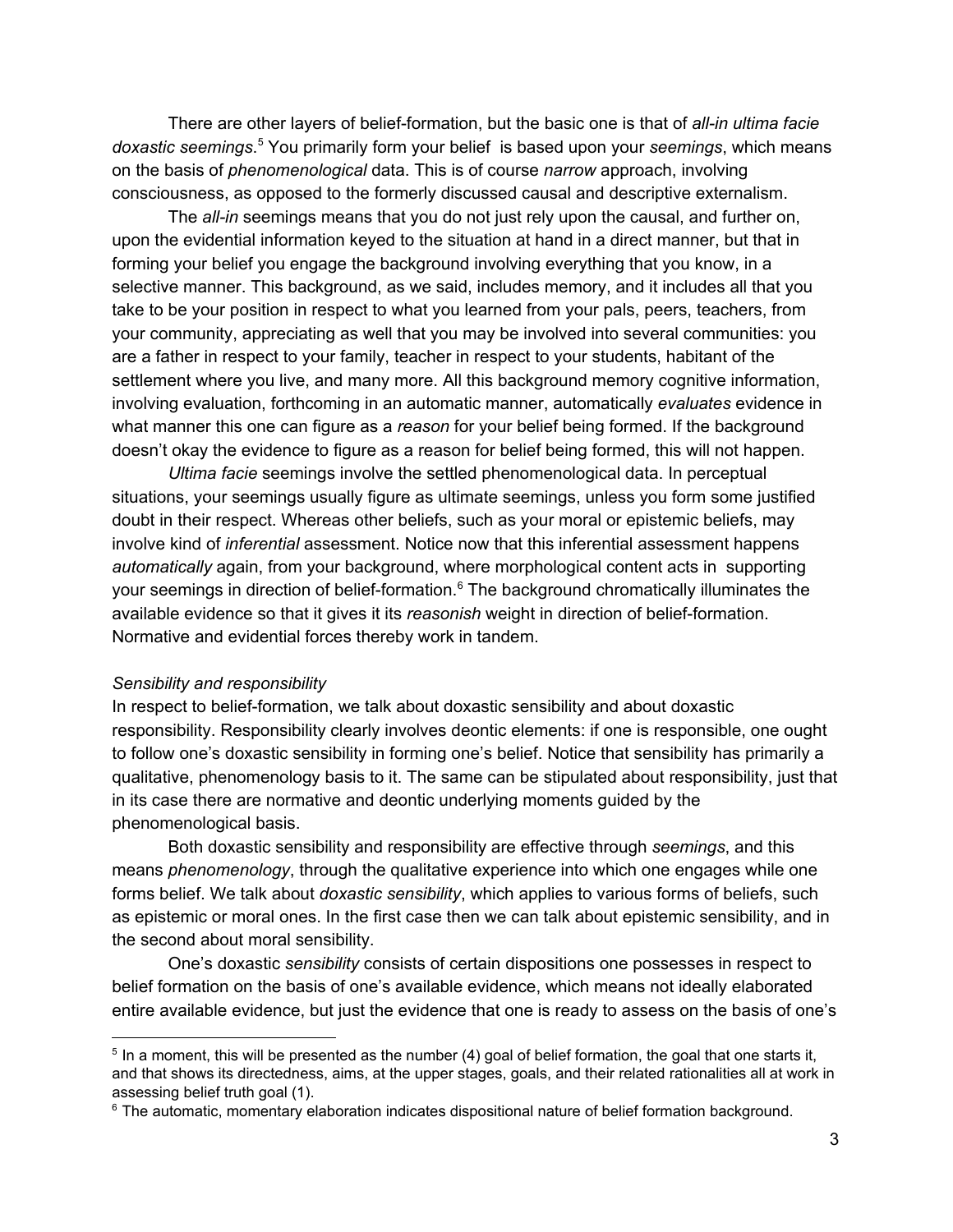There are other layers of belief-formation, but the basic one is that of *all-in ultima facie doxastic seemings*.[5] You primarily form your belief is based upon your *seemings*, which means on the basis of *phenomenological* data. This is of course *narrow* approach, involving consciousness, as opposed to the formerly discussed causal and descriptive externalism.

The *all-in* seemings means that you do not just rely upon the causal, and further on, upon the evidential information keyed to the situation at hand in a direct manner, but that in forming your belief you engage the background involving everything that you know, in a selective manner. This background, as we said, includes memory, and it includes all that you take to be your position in respect to what you learned from your pals, peers, teachers, from your community, appreciating as well that you may be involved into several communities: you are a father in respect to your family, teacher in respect to your students, habitant of the settlement where you live, and many more. All this background memory cognitive information, involving evaluation, forthcoming in an automatic manner, automatically *evaluates* evidence in what manner this one can figure as a *reason* for your belief being formed. If the background doesn't okay the evidence to figure as a reason for belief being formed, this will not happen.

*Ultima facie* seemings involve the settled phenomenological data. In perceptual situations, your seemings usually figure as ultimate seemings, unless you form some justified doubt in their respect. Whereas other beliefs, such as your moral or epistemic beliefs, may involve kind of *inferential* assessment. Notice now that this inferential assessment happens *automatically* again, from your background, where morphological content acts in supporting your seemings in direction of belief-formation.[6] The background chromatically illuminates the available evidence so that it gives it its *reasonish* weight in direction of belief-formation. Normative and evidential forces thereby work in tandem.

*Sensibility and responsibility*

In respect to belief-formation, we talk about doxastic sensibility and about doxastic responsibility. Responsibility clearly involves deontic elements: if one is responsible, one ought to follow one's doxastic sensibility in forming one's belief. Notice that sensibility has primarily a qualitative, phenomenology basis to it. The same can be stipulated about responsibility, just that in its case there are normative and deontic underlying moments guided by the phenomenological basis.

Both doxastic sensibility and responsibility are effective through *seemings*, and this means *phenomenology*, through the qualitative experience into which one engages while one forms belief. We talk about *doxastic sensibility*, which applies to various forms of beliefs, such as epistemic or moral ones. In the first case then we can talk about epistemic sensibility, and in the second about moral sensibility.

One's doxastic *sensibility* consists of certain dispositions one possesses in respect to belief formation on the basis of one's available evidence, which means not ideally elaborated entire available evidence, but just the evidence that one is ready to assess on the basis of one's

---

[5] In a moment, this will be presented as the number (4) goal of belief formation, the goal that one starts it, and that shows its directedness, aims, at the upper stages, goals, and their related rationalities all at work in assessing belief truth goal (1).

[6] The automatic, momentary elaboration indicates dispositional nature of belief formation background.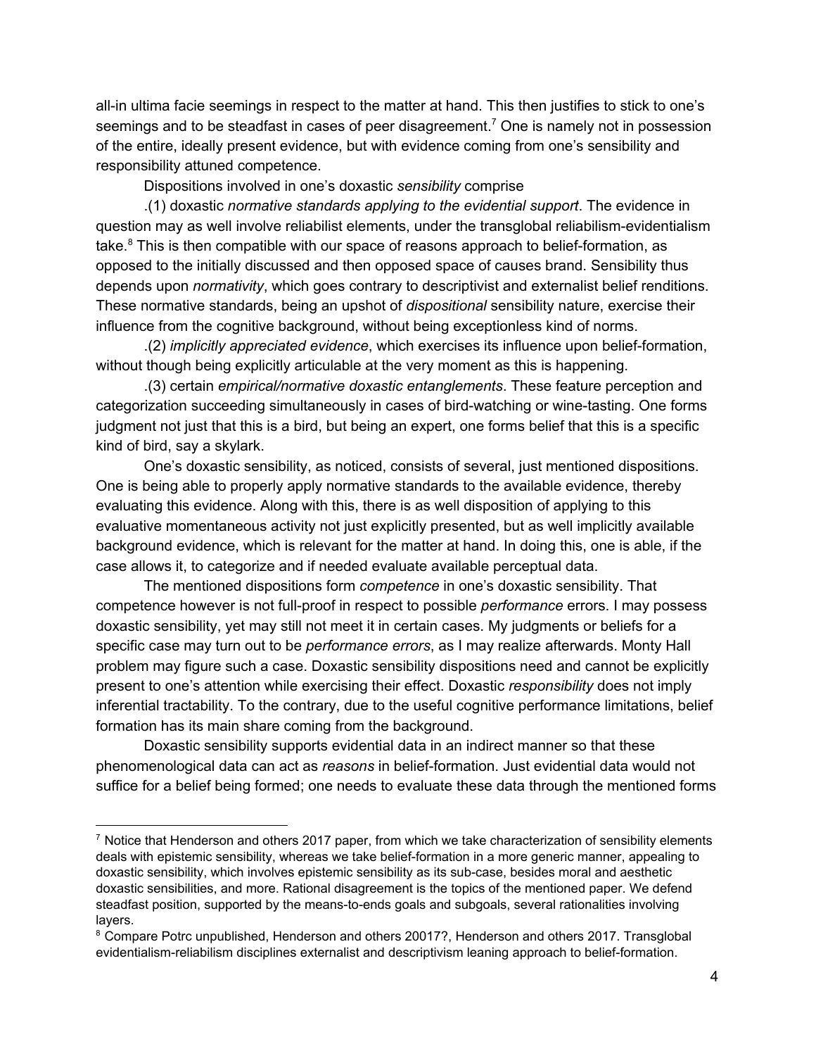all-in ultima facie seemings in respect to the matter at hand. This then justifies to stick to one's seemings and to be steadfast in cases of peer disagreement.[7] One is namely not in possession of the entire, ideally present evidence, but with evidence coming from one's sensibility and responsibility attuned competence.

Dispositions involved in one's doxastic *sensibility* comprise

.(1) doxastic *normative standards applying to the evidential support*. The evidence in question may as well involve reliabilist elements, under the transglobal reliabilism-evidentialism take.[8] This is then compatible with our space of reasons approach to belief-formation, as opposed to the initially discussed and then opposed space of causes brand. Sensibility thus depends upon *normativity*, which goes contrary to descriptivist and externalist belief renditions. These normative standards, being an upshot of *dispositional* sensibility nature, exercise their influence from the cognitive background, without being exceptionless kind of norms.

.(2) *implicitly appreciated evidence*, which exercises its influence upon belief-formation, without though being explicitly articulable at the very moment as this is happening.

.(3) certain *empirical/normative doxastic entanglements*. These feature perception and categorization succeeding simultaneously in cases of bird-watching or wine-tasting. One forms judgment not just that this is a bird, but being an expert, one forms belief that this is a specific kind of bird, say a skylark.

One's doxastic sensibility, as noticed, consists of several, just mentioned dispositions. One is being able to properly apply normative standards to the available evidence, thereby evaluating this evidence. Along with this, there is as well disposition of applying to this evaluative momentaneous activity not just explicitly presented, but as well implicitly available background evidence, which is relevant for the matter at hand. In doing this, one is able, if the case allows it, to categorize and if needed evaluate available perceptual data.

The mentioned dispositions form *competence* in one's doxastic sensibility. That competence however is not full-proof in respect to possible *performance* errors. I may possess doxastic sensibility, yet may still not meet it in certain cases. My judgments or beliefs for a specific case may turn out to be *performance errors*, as I may realize afterwards. Monty Hall problem may figure such a case. Doxastic sensibility dispositions need and cannot be explicitly present to one's attention while exercising their effect. Doxastic *responsibility* does not imply inferential tractability. To the contrary, due to the useful cognitive performance limitations, belief formation has its main share coming from the background.

Doxastic sensibility supports evidential data in an indirect manner so that these phenomenological data can act as *reasons* in belief-formation. Just evidential data would not suffice for a belief being formed; one needs to evaluate these data through the mentioned forms

---

[7] Notice that Henderson and others 2017 paper, from which we take characterization of sensibility elements deals with epistemic sensibility, whereas we take belief-formation in a more generic manner, appealing to doxastic sensibility, which involves epistemic sensibility as its sub-case, besides moral and aesthetic doxastic sensibilities, and more. Rational disagreement is the topics of the mentioned paper. We defend steadfast position, supported by the means-to-ends goals and subgoals, several rationalities involving layers.

[8] Compare Potrc unpublished, Henderson and others 20017?, Henderson and others 2017. Transglobal evidentialism-reliabilism disciplines externalist and descriptivism leaning approach to belief-formation.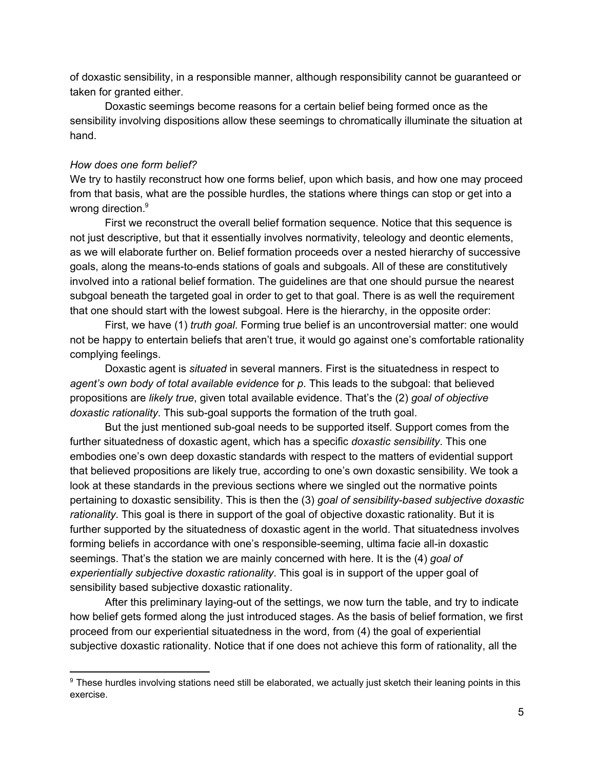of doxastic sensibility, in a responsible manner, although responsibility cannot be guaranteed or taken for granted either.

Doxastic seemings become reasons for a certain belief being formed once as the sensibility involving dispositions allow these seemings to chromatically illuminate the situation at hand.

*How does one form belief?*

We try to hastily reconstruct how one forms belief, upon which basis, and how one may proceed from that basis, what are the possible hurdles, the stations where things can stop or get into a wrong direction.[9]

First we reconstruct the overall belief formation sequence. Notice that this sequence is not just descriptive, but that it essentially involves normativity, teleology and deontic elements, as we will elaborate further on. Belief formation proceeds over a nested hierarchy of successive goals, along the means-to-ends stations of goals and subgoals. All of these are constitutively involved into a rational belief formation. The guidelines are that one should pursue the nearest subgoal beneath the targeted goal in order to get to that goal. There is as well the requirement that one should start with the lowest subgoal. Here is the hierarchy, in the opposite order:

First, we have (1) *truth goal*. Forming true belief is an uncontroversial matter: one would not be happy to entertain beliefs that aren't true, it would go against one's comfortable rationality complying feelings.

Doxastic agent is *situated* in several manners. First is the situatedness in respect to *agent's own body of total available evidence* for *p*. This leads to the subgoal: that believed propositions are *likely true*, given total available evidence. That's the (2) *goal of objective doxastic rationality*. This sub-goal supports the formation of the truth goal.

But the just mentioned sub-goal needs to be supported itself. Support comes from the further situatedness of doxastic agent, which has a specific *doxastic sensibility*. This one embodies one's own deep doxastic standards with respect to the matters of evidential support that believed propositions are likely true, according to one's own doxastic sensibility. We took a look at these standards in the previous sections where we singled out the normative points pertaining to doxastic sensibility. This is then the (3) *goal of sensibility-based subjective doxastic rationality*. This goal is there in support of the goal of objective doxastic rationality. But it is further supported by the situatedness of doxastic agent in the world. That situatedness involves forming beliefs in accordance with one's responsible-seeming, ultima facie all-in doxastic seemings. That's the station we are mainly concerned with here. It is the (4) *goal of experientially subjective doxastic rationality*. This goal is in support of the upper goal of sensibility based subjective doxastic rationality.

After this preliminary laying-out of the settings, we now turn the table, and try to indicate how belief gets formed along the just introduced stages. As the basis of belief formation, we first proceed from our experiential situatedness in the word, from (4) the goal of experiential subjective doxastic rationality. Notice that if one does not achieve this form of rationality, all the

[9] These hurdles involving stations need still be elaborated, we actually just sketch their leaning points in this exercise.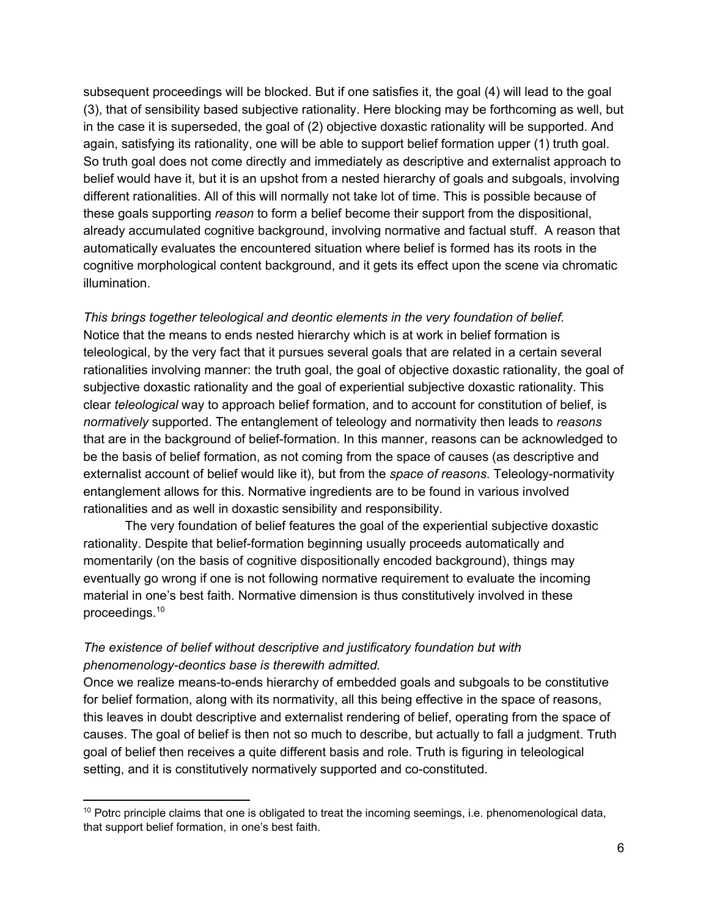subsequent proceedings will be blocked. But if one satisfies it, the goal (4) will lead to the goal (3), that of sensibility based subjective rationality. Here blocking may be forthcoming as well, but in the case it is superseded, the goal of (2) objective doxastic rationality will be supported. And again, satisfying its rationality, one will be able to support belief formation upper (1) truth goal. So truth goal does not come directly and immediately as descriptive and externalist approach to belief would have it, but it is an upshot from a nested hierarchy of goals and subgoals, involving different rationalities. All of this will normally not take lot of time. This is possible because of these goals supporting *reason* to form a belief become their support from the dispositional, already accumulated cognitive background, involving normative and factual stuff. A reason that automatically evaluates the encountered situation where belief is formed has its roots in the cognitive morphological content background, and it gets its effect upon the scene via chromatic illumination.

*This brings together teleological and deontic elements in the very foundation of belief.*
Notice that the means to ends nested hierarchy which is at work in belief formation is teleological, by the very fact that it pursues several goals that are related in a certain several rationalities involving manner: the truth goal, the goal of objective doxastic rationality, the goal of subjective doxastic rationality and the goal of experiential subjective doxastic rationality. This clear *teleological* way to approach belief formation, and to account for constitution of belief, is *normatively* supported. The entanglement of teleology and normativity then leads to *reasons* that are in the background of belief-formation. In this manner, reasons can be acknowledged to be the basis of belief formation, as not coming from the space of causes (as descriptive and externalist account of belief would like it), but from the *space of reasons*. Teleology-normativity entanglement allows for this. Normative ingredients are to be found in various involved rationalities and as well in doxastic sensibility and responsibility.

The very foundation of belief features the goal of the experiential subjective doxastic rationality. Despite that belief-formation beginning usually proceeds automatically and momentarily (on the basis of cognitive dispositionally encoded background), things may eventually go wrong if one is not following normative requirement to evaluate the incoming material in one's best faith. Normative dimension is thus constitutively involved in these proceedings.[10]

*The existence of belief without descriptive and justificatory foundation but with phenomenology-deontics base is therewith admitted.*
Once we realize means-to-ends hierarchy of embedded goals and subgoals to be constitutive for belief formation, along with its normativity, all this being effective in the space of reasons, this leaves in doubt descriptive and externalist rendering of belief, operating from the space of causes. The goal of belief is then not so much to describe, but actually to fall a judgment. Truth goal of belief then receives a quite different basis and role. Truth is figuring in teleological setting, and it is constitutively normatively supported and co-constituted.

[10] Potrc principle claims that one is obligated to treat the incoming seemings, i.e. phenomenological data, that support belief formation, in one's best faith.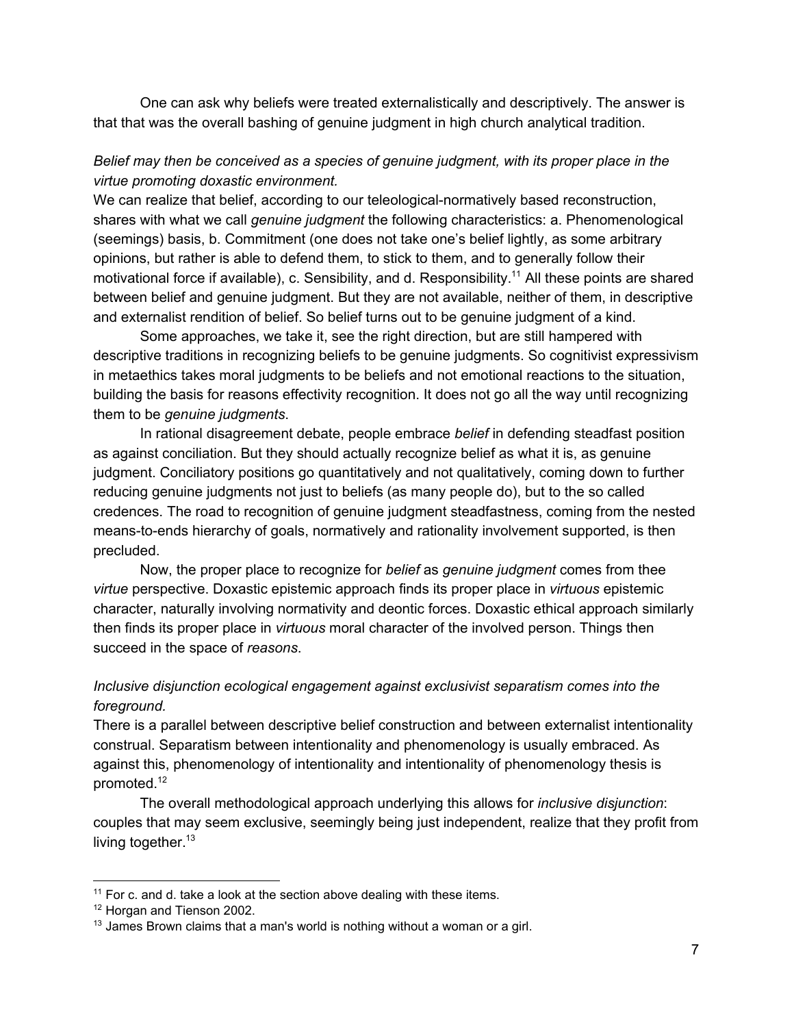One can ask why beliefs were treated externalistically and descriptively. The answer is that that was the overall bashing of genuine judgment in high church analytical tradition.

*Belief may then be conceived as a species of genuine judgment, with its proper place in the virtue promoting doxastic environment.*

We can realize that belief, according to our teleological-normatively based reconstruction, shares with what we call *genuine judgment* the following characteristics: a. Phenomenological (seemings) basis, b. Commitment (one does not take one's belief lightly, as some arbitrary opinions, but rather is able to defend them, to stick to them, and to generally follow their motivational force if available), c. Sensibility, and d. Responsibility.[11] All these points are shared between belief and genuine judgment. But they are not available, neither of them, in descriptive and externalist rendition of belief. So belief turns out to be genuine judgment of a kind.

Some approaches, we take it, see the right direction, but are still hampered with descriptive traditions in recognizing beliefs to be genuine judgments. So cognitivist expressivism in metaethics takes moral judgments to be beliefs and not emotional reactions to the situation, building the basis for reasons effectivity recognition. It does not go all the way until recognizing them to be *genuine judgments*.

In rational disagreement debate, people embrace *belief* in defending steadfast position as against conciliation. But they should actually recognize belief as what it is, as genuine judgment. Conciliatory positions go quantitatively and not qualitatively, coming down to further reducing genuine judgments not just to beliefs (as many people do), but to the so called credences. The road to recognition of genuine judgment steadfastness, coming from the nested means-to-ends hierarchy of goals, normatively and rationality involvement supported, is then precluded.

Now, the proper place to recognize for *belief* as *genuine judgment* comes from thee *virtue* perspective. Doxastic epistemic approach finds its proper place in *virtuous* epistemic character, naturally involving normativity and deontic forces. Doxastic ethical approach similarly then finds its proper place in *virtuous* moral character of the involved person. Things then succeed in the space of *reasons*.

*Inclusive disjunction ecological engagement against exclusivist separatism comes into the foreground.*

There is a parallel between descriptive belief construction and between externalist intentionality construal. Separatism between intentionality and phenomenology is usually embraced. As against this, phenomenology of intentionality and intentionality of phenomenology thesis is promoted.[12]

The overall methodological approach underlying this allows for *inclusive disjunction*: couples that may seem exclusive, seemingly being just independent, realize that they profit from living together.[13]

---

[11] For c. and d. take a look at the section above dealing with these items.

[12] Horgan and Tienson 2002.

[13] James Brown claims that a man's world is nothing without a woman or a girl.